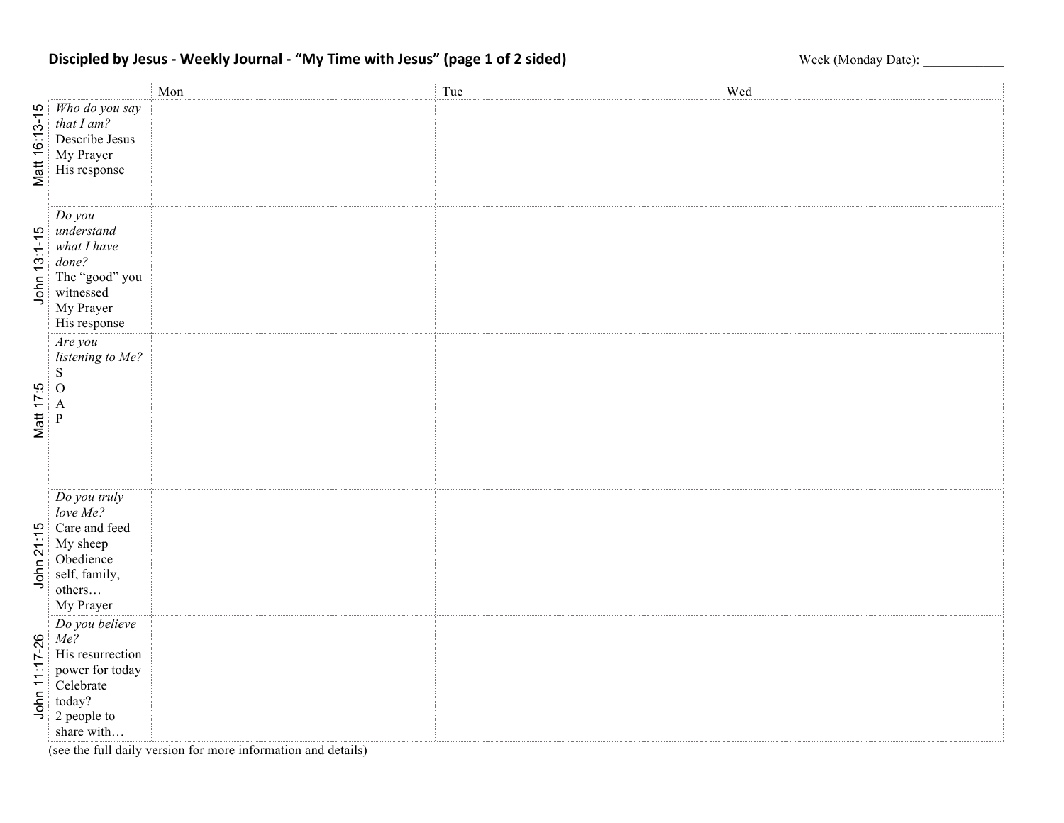**Discipled by Jesus - Weekly Journal - "My Time with Jesus" (page 1 of 2 sided)**

Week (Monday Date): ____________

| | | Mon | Tue | Wed |
|---|---|---|---|---|
| Matt 16:13-15 | *Who do you say that I am?* Describe Jesus My Prayer His response | | | |
| John 13:1-15 | *Do you understand what I have done?* The "good" you witnessed My Prayer His response | | | |
| Matt 17:5 | *Are you listening to Me?* S O A P | | | |
| John 21:15 | *Do you truly love Me?* Care and feed My sheep Obedience – self, family, others… My Prayer | | | |
| John 11:17-26 | *Do you believe Me?* His resurrection power for today Celebrate today? 2 people to share with… | | | |

(see the full daily version for more information and details)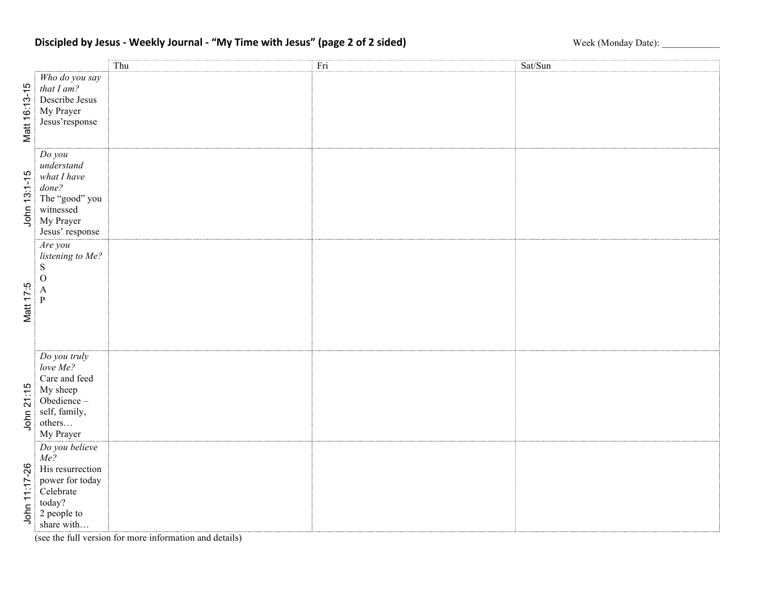**Discipled by Jesus - Weekly Journal - "My Time with Jesus" (page 2 of 2 sided)**

Week (Monday Date): ____________

| | | Thu | Fri | Sat/Sun |
|---|---|---|---|---|
| Matt 16:13-15 | *Who do you say that I am?* Describe Jesus My Prayer Jesus'response | | | |
| John 13:1-15 | *Do you understand what I have done?* The "good" you witnessed My Prayer Jesus' response | | | |
| Matt 17:5 | *Are you listening to Me?* S O A P | | | |
| John 21:15 | *Do you truly love Me?* Care and feed My sheep Obedience – self, family, others… My Prayer | | | |
| John 11:17-26 | *Do you believe Me?* His resurrection power for today Celebrate today? 2 people to share with… | | | |

(see the full version for more information and details)